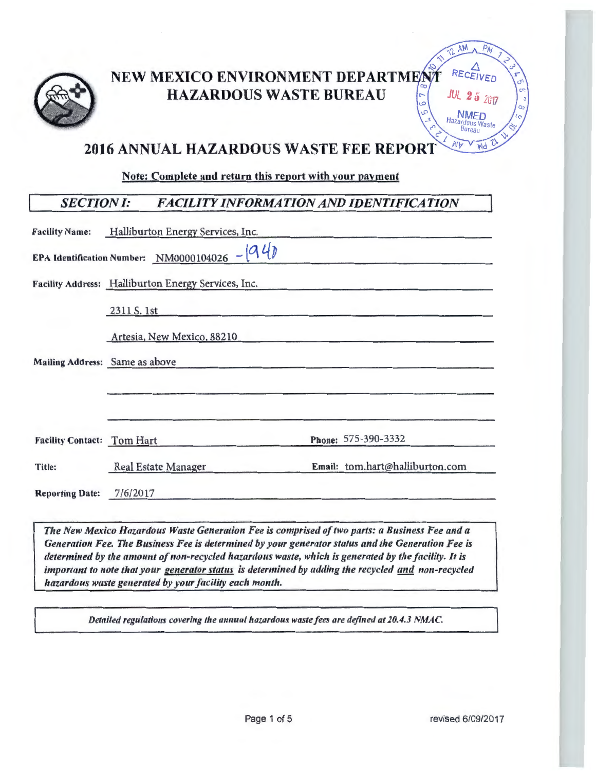# NEW MEXICO ENVIRONMENT DEPARTMENT
# HAZARDOUS WASTE BUREAU

RECEIVED
JUL 25 2017
NMED
Hazardous Waste Bureau

## 2016 ANNUAL HAZARDOUS WASTE FEE REPORT

**Note: Complete and return this report with your payment**

## *SECTION I: FACILITY INFORMATION AND IDENTIFICATION*

**Facility Name:** Halliburton Energy Services, Inc.

**EPA Identification Number:** NM0000104026 -1940

**Facility Address:** Halliburton Energy Services, Inc.

2311 S. 1st

Artesia, New Mexico, 88210

**Mailing Address:** Same as above

**Facility Contact:** Tom Hart **Phone:** 575-390-3332

**Title:** Real Estate Manager **Email:** tom.hart@halliburton.com

**Reporting Date:** 7/6/2017

***The New Mexico Hazardous Waste Generation Fee is comprised of two parts: a Business Fee and a Generation Fee. The Business Fee is determined by your generator status and the Generation Fee is determined by the amount of non-recycled hazardous waste, which is generated by the facility. It is important to note that your generator status is determined by adding the recycled and non-recycled hazardous waste generated by your facility each month.***

***Detailed regulations covering the annual hazardous waste fees are defined at 20.4.3 NMAC.***

revised 6/09/2017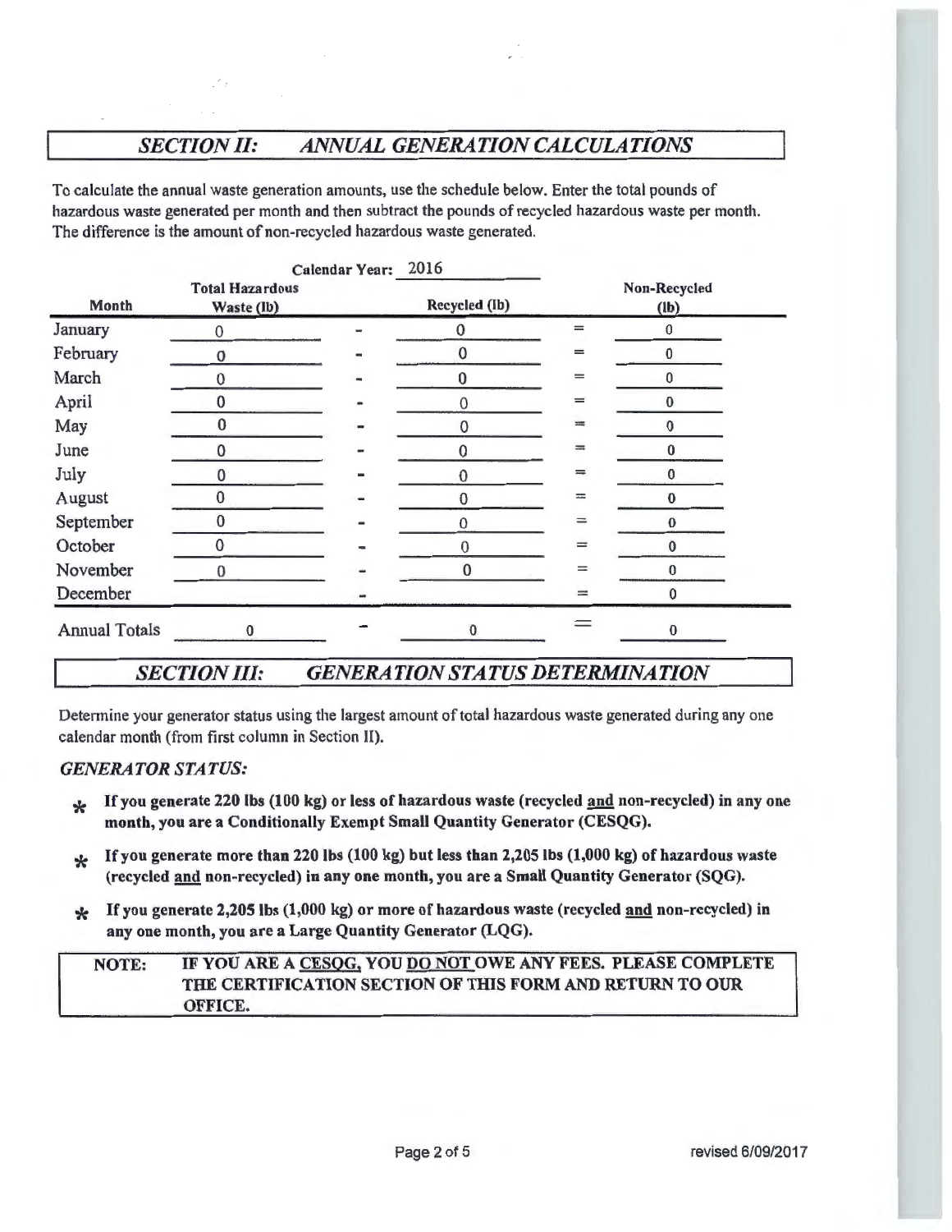## *SECTION II: ANNUAL GENERATION CALCULATIONS*

To calculate the annual waste generation amounts, use the schedule below. Enter the total pounds of hazardous waste generated per month and then subtract the pounds of recycled hazardous waste per month. The difference is the amount of non-recycled hazardous waste generated.

Calendar Year: 2016

| Month | Total Hazardous Waste (lb) | | Recycled (lb) | | Non-Recycled (lb) |
|---|---|---|---|---|---|
| January | 0 | - | 0 | = | 0 |
| February | 0 | - | 0 | = | 0 |
| March | 0 | - | 0 | = | 0 |
| April | 0 | - | 0 | = | 0 |
| May | 0 | - | 0 | = | 0 |
| June | 0 | - | 0 | = | 0 |
| July | 0 | - | 0 | = | 0 |
| August | 0 | - | 0 | = | 0 |
| September | 0 | - | 0 | = | 0 |
| October | 0 | - | 0 | = | 0 |
| November | 0 | - | 0 | = | 0 |
| December | | - | | = | 0 |
| Annual Totals | 0 | - | 0 | = | 0 |

## *SECTION III: GENERATION STATUS DETERMINATION*

Determine your generator status using the largest amount of total hazardous waste generated during any one calendar month (from first column in Section II).

### *GENERATOR STATUS:*

- **If you generate 220 lbs (100 kg) or less of hazardous waste (recycled and non-recycled) in any one month, you are a Conditionally Exempt Small Quantity Generator (CESQG).**
- **If you generate more than 220 lbs (100 kg) but less than 2,205 lbs (1,000 kg) of hazardous waste (recycled and non-recycled) in any one month, you are a Small Quantity Generator (SQG).**
- **If you generate 2,205 lbs (1,000 kg) or more of hazardous waste (recycled and non-recycled) in any one month, you are a Large Quantity Generator (LQG).**

**NOTE: IF YOU ARE A CESQG, YOU DO NOT OWE ANY FEES. PLEASE COMPLETE THE CERTIFICATION SECTION OF THIS FORM AND RETURN TO OUR OFFICE.**

revised 6/09/2017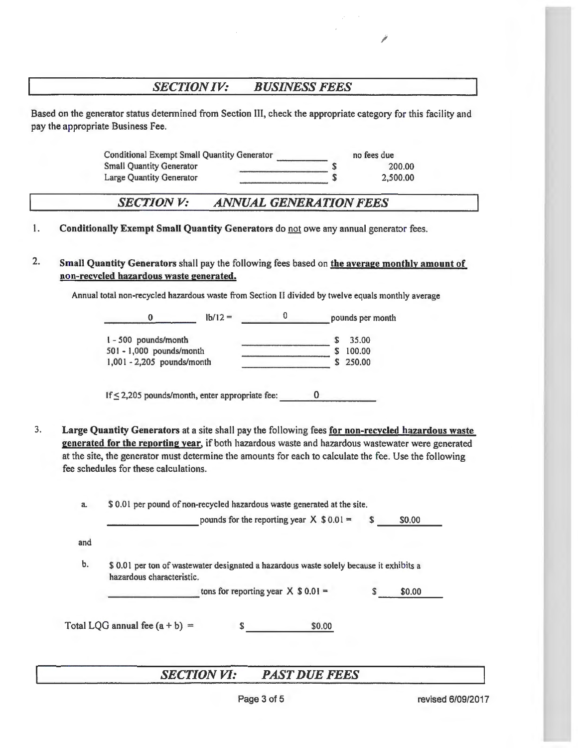## *SECTION IV: BUSINESS FEES*

Based on the generator status determined from Section III, check the appropriate category for this facility and pay the appropriate Business Fee.

| | | |
|---|---|---|
| Conditional Exempt Small Quantity Generator | __________ | no fees due |
| Small Quantity Generator | __________ | $ 200.00 |
| Large Quantity Generator | __________ | $ 2,500.00 |

## *SECTION V: ANNUAL GENERATION FEES*

1. **Conditionally Exempt Small Quantity Generators** do not owe any annual generator fees.

2. **Small Quantity Generators** shall pay the following fees based on **the average monthly amount of non-recycled hazardous waste generated.**

   Annual total non-recycled hazardous waste from Section II divided by twelve equals monthly average

   0 lb/12 = 0 pounds per month

   | | | |
   |---|---|---|
   | 1 - 500 pounds/month | __________ | $ 35.00 |
   | 501 - 1,000 pounds/month | __________ | $ 100.00 |
   | 1,001 - 2,205 pounds/month | __________ | $ 250.00 |

   If ≤ 2,205 pounds/month, enter appropriate fee: 0

3. **Large Quantity Generators** at a site shall pay the following fees **for non-recycled hazardous waste generated for the reporting year,** if both hazardous waste and hazardous wastewater were generated at the site, the generator must determine the amounts for each to calculate the fee. Use the following fee schedules for these calculations.

   a. $ 0.01 per pound of non-recycled hazardous waste generated at the site.

   __________ pounds for the reporting year X $ 0.01 = $ $0.00

   and

   b. $ 0.01 per ton of wastewater designated a hazardous waste solely because it exhibits a hazardous characteristic.

   __________ tons for reporting year X $ 0.01 = $ $0.00

Total LQG annual fee (a + b) = $ $0.00

## *SECTION VI: PAST DUE FEES*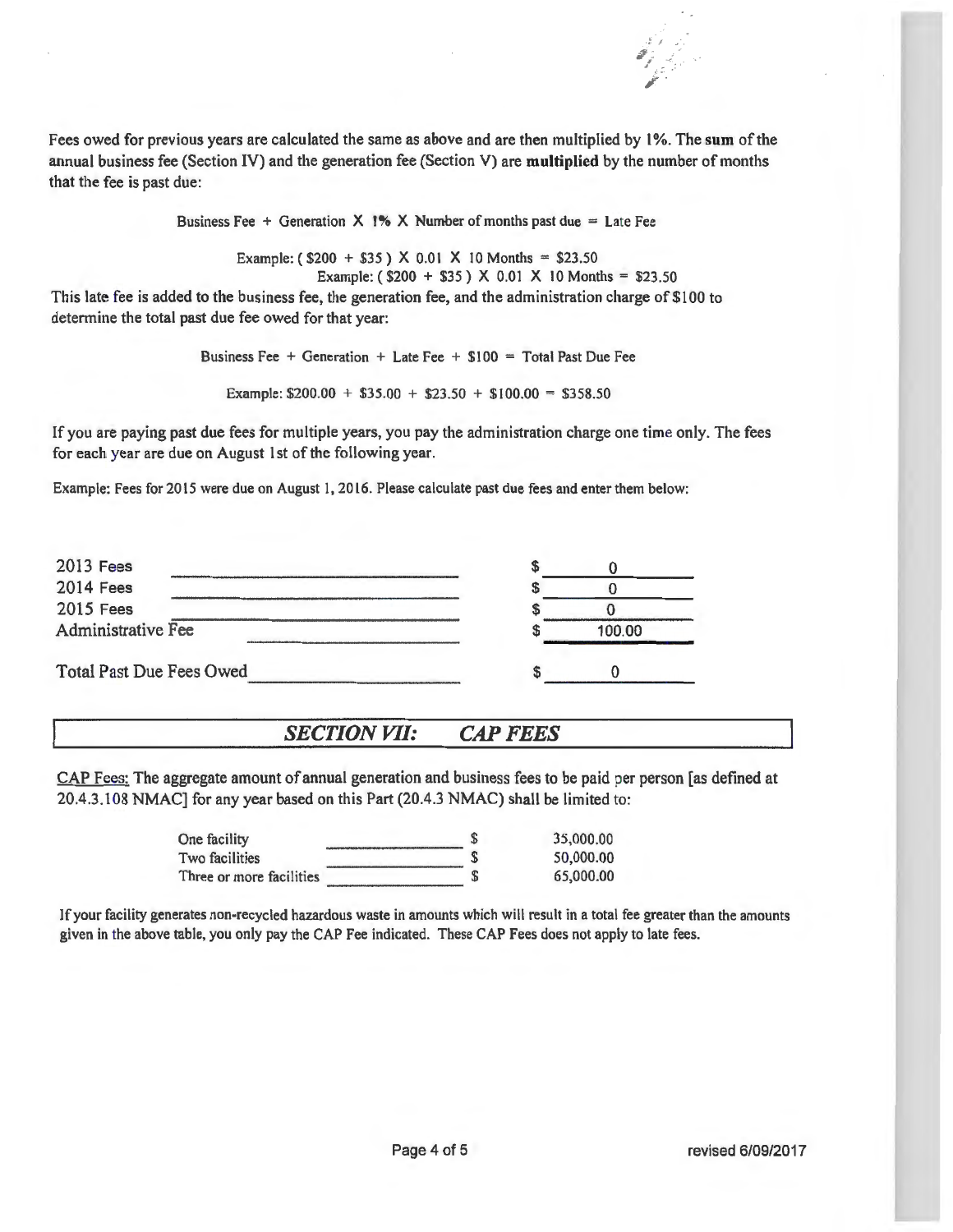Fees owed for previous years are calculated the same as above and are then multiplied by 1%. The **sum** of the annual business fee (Section IV) and the generation fee (Section V) are **multiplied** by the number of months that the fee is past due:

Business Fee + Generation X 1% X Number of months past due = Late Fee

Example: ( $200 + $35 ) X 0.01 X 10 Months = $23.50

Example: ( $200 + $35 ) X 0.01 X 10 Months = $23.50

This late fee is added to the business fee, the generation fee, and the administration charge of $100 to determine the total past due fee owed for that year:

Business Fee + Generation + Late Fee + $100 = Total Past Due Fee

Example: $200.00 + $35.00 + $23.50 + $100.00 = $358.50

If you are paying past due fees for multiple years, you pay the administration charge one time only. The fees for each year are due on August 1st of the following year.

Example: Fees for 2015 were due on August 1, 2016. Please calculate past due fees and enter them below:

| | |
|---|---|
| 2013 Fees | $ 0 |
| 2014 Fees | $ 0 |
| 2015 Fees | $ 0 |
| Administrative Fee | $ 100.00 |
| Total Past Due Fees Owed | $ 0 |

## SECTION VII: CAP FEES

CAP Fees: The aggregate amount of annual generation and business fees to be paid per person [as defined at 20.4.3.108 NMAC] for any year based on this Part (20.4.3 NMAC) shall be limited to:

| | |
|---|---|
| One facility | $ 35,000.00 |
| Two facilities | $ 50,000.00 |
| Three or more facilities | $ 65,000.00 |

If your facility generates non-recycled hazardous waste in amounts which will result in a total fee greater than the amounts given in the above table, you only pay the CAP Fee indicated. These CAP Fees does not apply to late fees.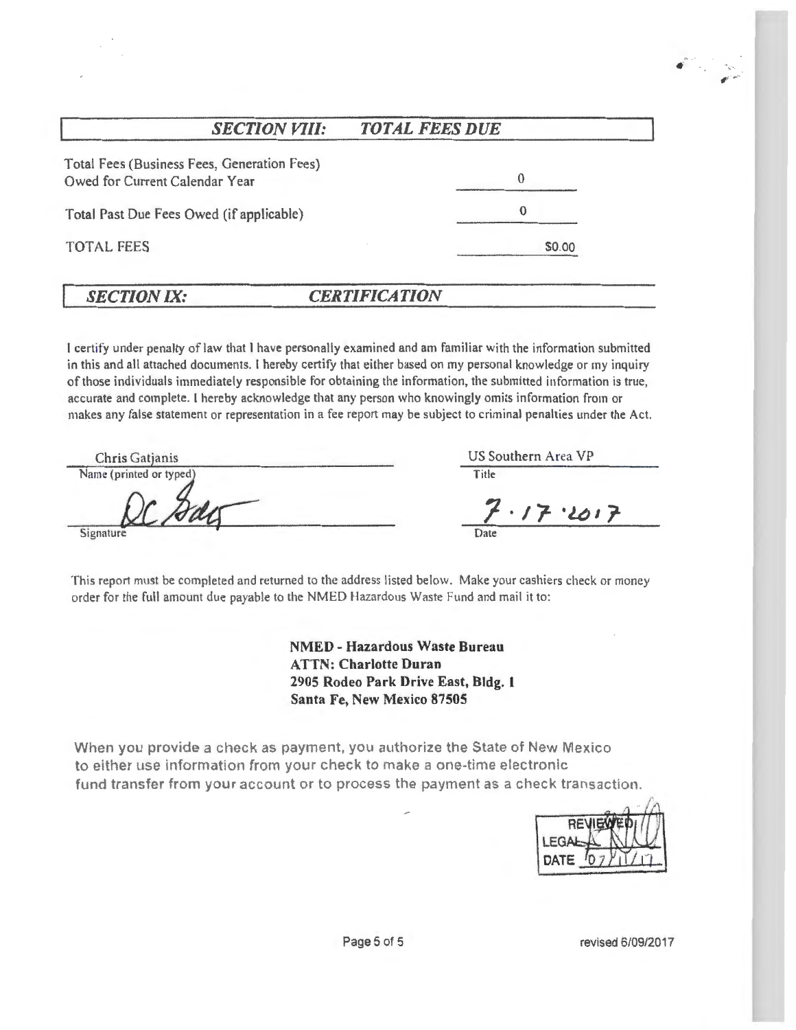## *SECTION VIII: TOTAL FEES DUE*

| | |
|---|---|
| Total Fees (Business Fees, Generation Fees) Owed for Current Calendar Year | 0 |
| Total Past Due Fees Owed (if applicable) | 0 |
| TOTAL FEES | $0.00 |

## *SECTION IX: CERTIFICATION*

I certify under penalty of law that I have personally examined and am familiar with the information submitted in this and all attached documents. I hereby certify that either based on my personal knowledge or my inquiry of those individuals immediately responsible for obtaining the information, the submitted information is true, accurate and complete. I hereby acknowledge that any person who knowingly omits information from or makes any false statement or representation in a fee report may be subject to criminal penalties under the Act.

| | |
|---|---|
| Chris Gatjanis | US Southern Area VP |
| Name (printed or typed) | Title |
| [Signature] | 7 · 17 · 2017 |
| Signature | Date |

This report must be completed and returned to the address listed below. Make your cashiers check or money order for the full amount due payable to the NMED Hazardous Waste Fund and mail it to:

**NMED - Hazardous Waste Bureau**
**ATTN: Charlotte Duran**
**2905 Rodeo Park Drive East, Bldg. 1**
**Santa Fe, New Mexico 87505**

When you provide a check as payment, you authorize the State of New Mexico to either use information from your check to make a one-time electronic fund transfer from your account or to process the payment as a check transaction.

REVIEWED
LEGAL
DATE 07/11/17

revised 6/09/2017